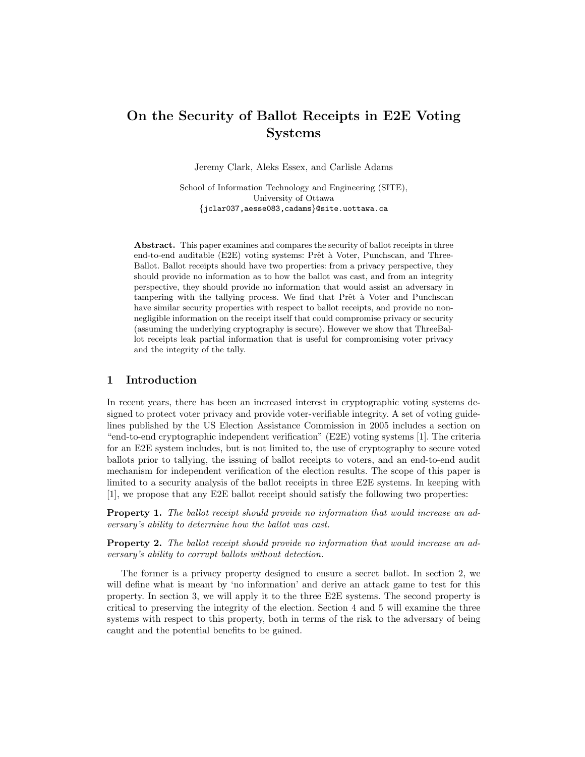# On the Security of Ballot Receipts in E2E Voting Systems

Jeremy Clark, Aleks Essex, and Carlisle Adams

School of Information Technology and Engineering (SITE),
University of Ottawa
{jclar037,aesse083,cadams}@site.uottawa.ca

**Abstract.** This paper examines and compares the security of ballot receipts in three end-to-end auditable (E2E) voting systems: Prêt à Voter, Punchscan, and ThreeBallot. Ballot receipts should have two properties: from a privacy perspective, they should provide no information as to how the ballot was cast, and from an integrity perspective, they should provide no information that would assist an adversary in tampering with the tallying process. We find that Prêt à Voter and Punchscan have similar security properties with respect to ballot receipts, and provide no non-negligible information on the receipt itself that could compromise privacy or security (assuming the underlying cryptography is secure). However we show that ThreeBallot receipts leak partial information that is useful for compromising voter privacy and the integrity of the tally.

## 1 Introduction

In recent years, there has been an increased interest in cryptographic voting systems designed to protect voter privacy and provide voter-verifiable integrity. A set of voting guidelines published by the US Election Assistance Commission in 2005 includes a section on "end-to-end cryptographic independent verification" (E2E) voting systems [1]. The criteria for an E2E system includes, but is not limited to, the use of cryptography to secure voted ballots prior to tallying, the issuing of ballot receipts to voters, and an end-to-end audit mechanism for independent verification of the election results. The scope of this paper is limited to a security analysis of the ballot receipts in three E2E systems. In keeping with [1], we propose that any E2E ballot receipt should satisfy the following two properties:

**Property 1.** *The ballot receipt should provide no information that would increase an adversary's ability to determine how the ballot was cast.*

**Property 2.** *The ballot receipt should provide no information that would increase an adversary's ability to corrupt ballots without detection.*

The former is a privacy property designed to ensure a secret ballot. In section 2, we will define what is meant by 'no information' and derive an attack game to test for this property. In section 3, we will apply it to the three E2E systems. The second property is critical to preserving the integrity of the election. Section 4 and 5 will examine the three systems with respect to this property, both in terms of the risk to the adversary of being caught and the potential benefits to be gained.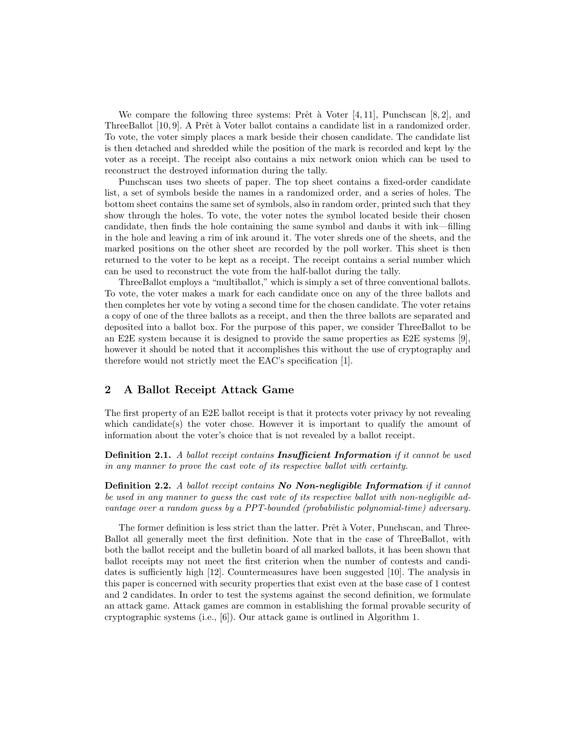We compare the following three systems: Prêt à Voter [4, 11], Punchscan [8, 2], and ThreeBallot [10, 9]. A Prêt à Voter ballot contains a candidate list in a randomized order. To vote, the voter simply places a mark beside their chosen candidate. The candidate list is then detached and shredded while the position of the mark is recorded and kept by the voter as a receipt. The receipt also contains a mix network onion which can be used to reconstruct the destroyed information during the tally.

Punchscan uses two sheets of paper. The top sheet contains a fixed-order candidate list, a set of symbols beside the names in a randomized order, and a series of holes. The bottom sheet contains the same set of symbols, also in random order, printed such that they show through the holes. To vote, the voter notes the symbol located beside their chosen candidate, then finds the hole containing the same symbol and daubs it with ink—filling in the hole and leaving a rim of ink around it. The voter shreds one of the sheets, and the marked positions on the other sheet are recorded by the poll worker. This sheet is then returned to the voter to be kept as a receipt. The receipt contains a serial number which can be used to reconstruct the vote from the half-ballot during the tally.

ThreeBallot employs a "multiballot," which is simply a set of three conventional ballots. To vote, the voter makes a mark for each candidate once on any of the three ballots and then completes her vote by voting a second time for the chosen candidate. The voter retains a copy of one of the three ballots as a receipt, and then the three ballots are separated and deposited into a ballot box. For the purpose of this paper, we consider ThreeBallot to be an E2E system because it is designed to provide the same properties as E2E systems [9], however it should be noted that it accomplishes this without the use of cryptography and therefore would not strictly meet the EAC's specification [1].

## 2 A Ballot Receipt Attack Game

The first property of an E2E ballot receipt is that it protects voter privacy by not revealing which candidate(s) the voter chose. However it is important to qualify the amount of information about the voter's choice that is not revealed by a ballot receipt.

**Definition 2.1.** *A ballot receipt contains* ***Insufficient Information*** *if it cannot be used in any manner to prove the cast vote of its respective ballot with certainty.*

**Definition 2.2.** *A ballot receipt contains* ***No Non-negligible Information*** *if it cannot be used in any manner to guess the cast vote of its respective ballot with non-negligible advantage over a random guess by a PPT-bounded (probabilistic polynomial-time) adversary.*

The former definition is less strict than the latter. Prêt à Voter, Punchscan, and ThreeBallot all generally meet the first definition. Note that in the case of ThreeBallot, with both the ballot receipt and the bulletin board of all marked ballots, it has been shown that ballot receipts may not meet the first criterion when the number of contests and candidates is sufficiently high [12]. Countermeasures have been suggested [10]. The analysis in this paper is concerned with security properties that exist even at the base case of 1 contest and 2 candidates. In order to test the systems against the second definition, we formulate an attack game. Attack games are common in establishing the formal provable security of cryptographic systems (i.e., [6]). Our attack game is outlined in Algorithm 1.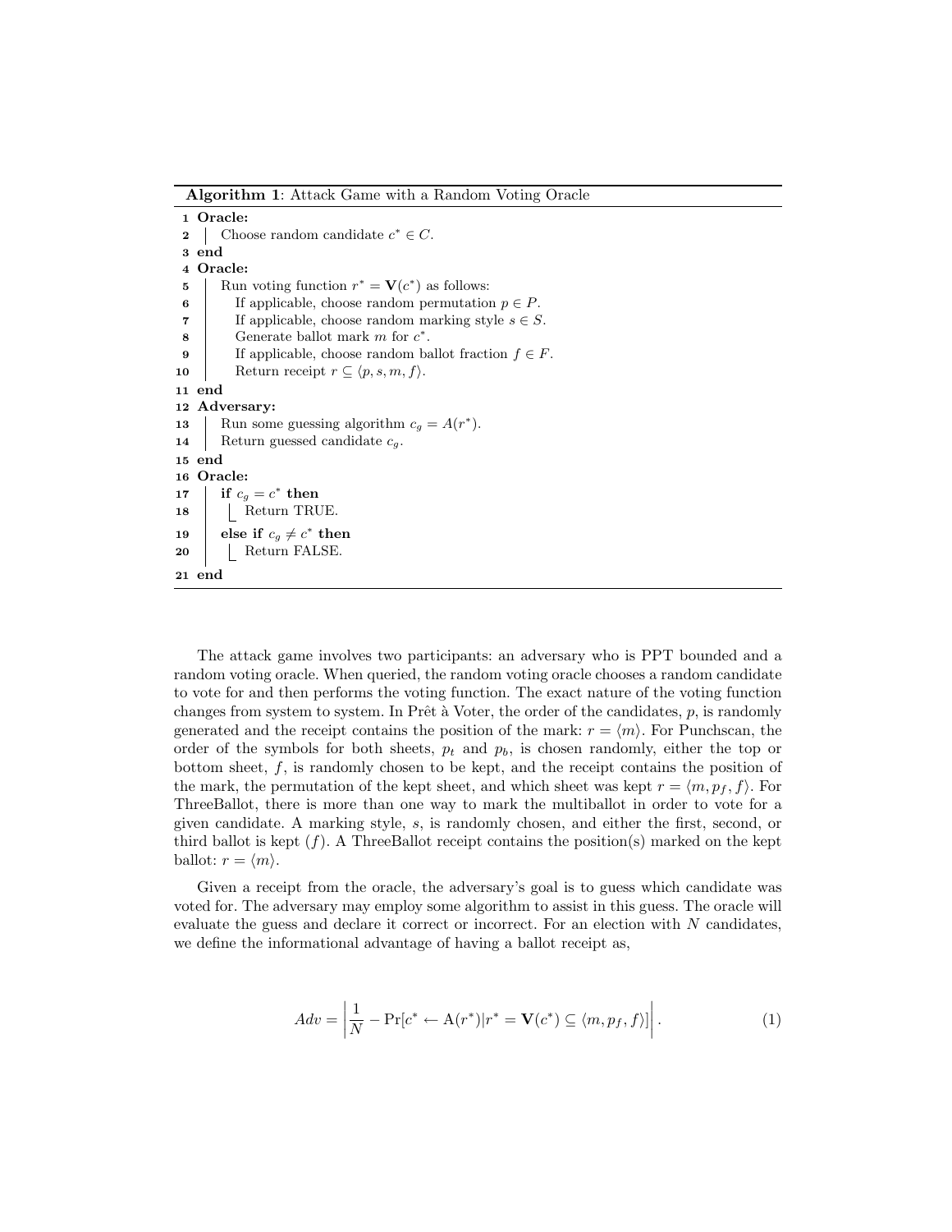**Algorithm 1**: Attack Game with a Random Voting Oracle

```
1  Oracle:
2  |  Choose random candidate c* ∈ C.
3  end
4  Oracle:
5  |  Run voting function r* = V(c*) as follows:
6  |    If applicable, choose random permutation p ∈ P.
7  |    If applicable, choose random marking style s ∈ S.
8  |    Generate ballot mark m for c*.
9  |    If applicable, choose random ballot fraction f ∈ F.
10 |    Return receipt r ⊆ ⟨p, s, m, f⟩.
11 end
12 Adversary:
13 |  Run some guessing algorithm c_g = A(r*).
14 |  Return guessed candidate c_g.
15 end
16 Oracle:
17 |  if c_g = c* then
18 |  |  Return TRUE.
19 |  else if c_g ≠ c* then
20 |  |  Return FALSE.
21 end
```

The attack game involves two participants: an adversary who is PPT bounded and a random voting oracle. When queried, the random voting oracle chooses a random candidate to vote for and then performs the voting function. The exact nature of the voting function changes from system to system. In Prêt à Voter, the order of the candidates, $p$, is randomly generated and the receipt contains the position of the mark: $r = \langle m \rangle$. For Punchscan, the order of the symbols for both sheets, $p_t$ and $p_b$, is chosen randomly, either the top or bottom sheet, $f$, is randomly chosen to be kept, and the receipt contains the position of the mark, the permutation of the kept sheet, and which sheet was kept $r = \langle m, p_f, f \rangle$. For ThreeBallot, there is more than one way to mark the multiballot in order to vote for a given candidate. A marking style, $s$, is randomly chosen, and either the first, second, or third ballot is kept ($f$). A ThreeBallot receipt contains the position(s) marked on the kept ballot: $r = \langle m \rangle$.

Given a receipt from the oracle, the adversary's goal is to guess which candidate was voted for. The adversary may employ some algorithm to assist in this guess. The oracle will evaluate the guess and declare it correct or incorrect. For an election with $N$ candidates, we define the informational advantage of having a ballot receipt as,

$$Adv = \left| \frac{1}{N} - \Pr[c^* \leftarrow \mathrm{A}(r^*) | r^* = \mathbf{V}(c^*) \subseteq \langle m, p_f, f \rangle] \right|. \tag{1}$$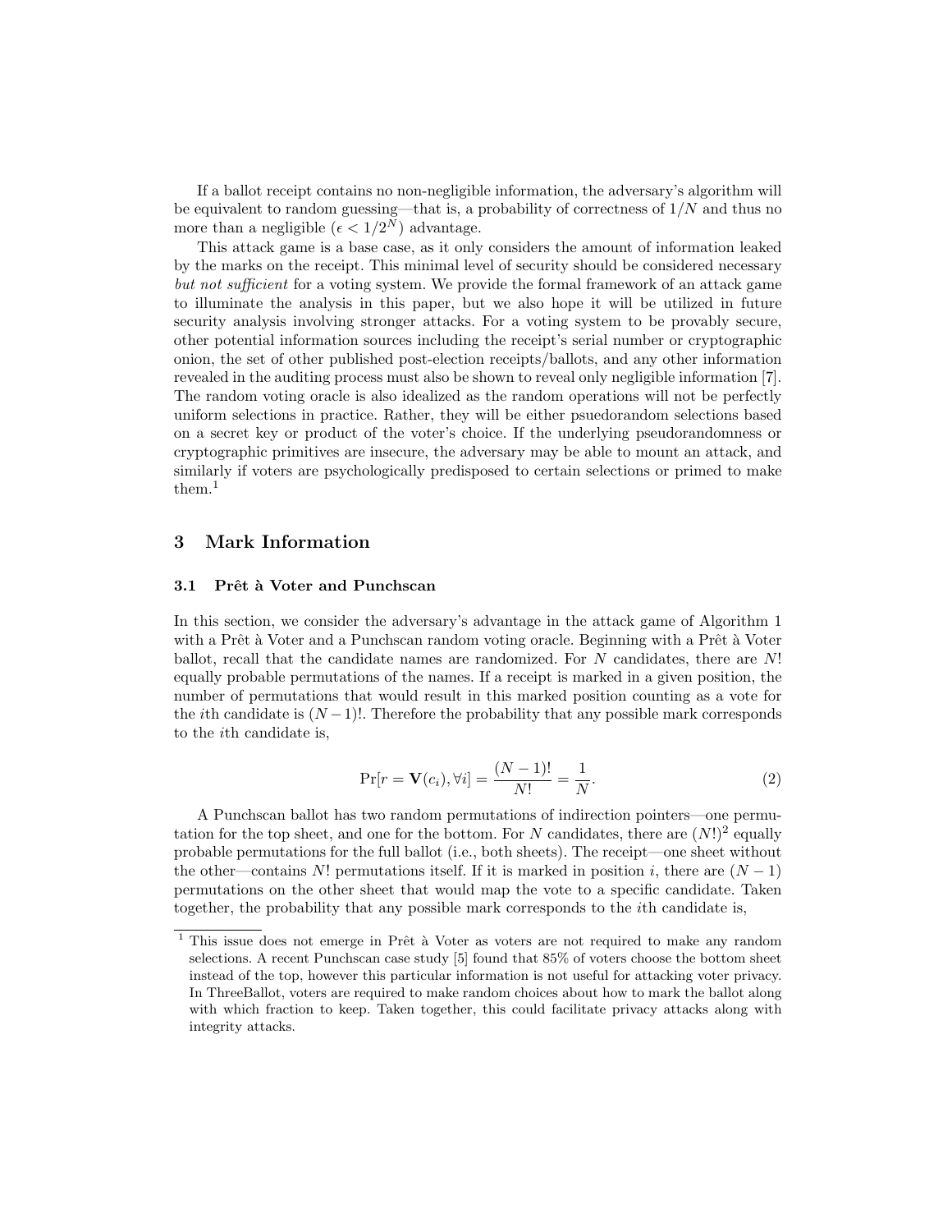If a ballot receipt contains no non-negligible information, the adversary's algorithm will be equivalent to random guessing—that is, a probability of correctness of $1/N$ and thus no more than a negligible ($\epsilon < 1/2^N$) advantage.

This attack game is a base case, as it only considers the amount of information leaked by the marks on the receipt. This minimal level of security should be considered necessary *but not sufficient* for a voting system. We provide the formal framework of an attack game to illuminate the analysis in this paper, but we also hope it will be utilized in future security analysis involving stronger attacks. For a voting system to be provably secure, other potential information sources including the receipt's serial number or cryptographic onion, the set of other published post-election receipts/ballots, and any other information revealed in the auditing process must also be shown to reveal only negligible information [7]. The random voting oracle is also idealized as the random operations will not be perfectly uniform selections in practice. Rather, they will be either psuedorandom selections based on a secret key or product of the voter's choice. If the underlying pseudorandomness or cryptographic primitives are insecure, the adversary may be able to mount an attack, and similarly if voters are psychologically predisposed to certain selections or primed to make them.[1]

## 3 Mark Information

### 3.1 Prêt à Voter and Punchscan

In this section, we consider the adversary's advantage in the attack game of Algorithm 1 with a Prêt à Voter and a Punchscan random voting oracle. Beginning with a Prêt à Voter ballot, recall that the candidate names are randomized. For $N$ candidates, there are $N!$ equally probable permutations of the names. If a receipt is marked in a given position, the number of permutations that would result in this marked position counting as a vote for the $i$th candidate is $(N-1)!$. Therefore the probability that any possible mark corresponds to the $i$th candidate is,

$$\Pr[r = \mathbf{V}(c_i), \forall i] = \frac{(N-1)!}{N!} = \frac{1}{N}. \tag{2}$$

A Punchscan ballot has two random permutations of indirection pointers—one permutation for the top sheet, and one for the bottom. For $N$ candidates, there are $(N!)^2$ equally probable permutations for the full ballot (i.e., both sheets). The receipt—one sheet without the other—contains $N!$ permutations itself. If it is marked in position $i$, there are $(N-1)$ permutations on the other sheet that would map the vote to a specific candidate. Taken together, the probability that any possible mark corresponds to the $i$th candidate is,

[1] This issue does not emerge in Prêt à Voter as voters are not required to make any random selections. A recent Punchscan case study [5] found that 85% of voters choose the bottom sheet instead of the top, however this particular information is not useful for attacking voter privacy. In ThreeBallot, voters are required to make random choices about how to mark the ballot along with which fraction to keep. Taken together, this could facilitate privacy attacks along with integrity attacks.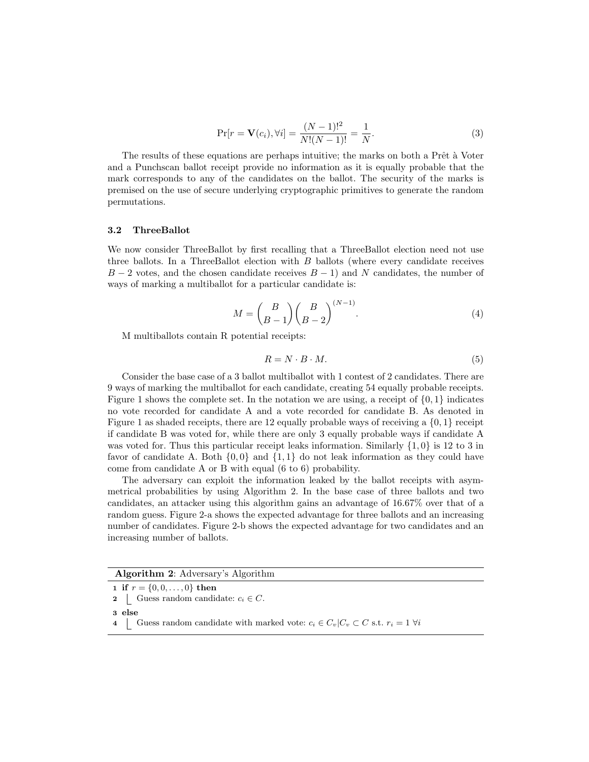$$\Pr[r = \mathbf{V}(c_i), \forall i] = \frac{(N-1)!^2}{N!(N-1)!} = \frac{1}{N}. \tag{3}$$

The results of these equations are perhaps intuitive; the marks on both a Prêt à Voter and a Punchscan ballot receipt provide no information as it is equally probable that the mark corresponds to any of the candidates on the ballot. The security of the marks is premised on the use of secure underlying cryptographic primitives to generate the random permutations.

### 3.2 ThreeBallot

We now consider ThreeBallot by first recalling that a ThreeBallot election need not use three ballots. In a ThreeBallot election with $B$ ballots (where every candidate receives $B-2$ votes, and the chosen candidate receives $B-1$) and $N$ candidates, the number of ways of marking a multiballot for a particular candidate is:

$$M = \binom{B}{B-1}\binom{B}{B-2}^{(N-1)}. \tag{4}$$

M multiballots contain R potential receipts:

$$R = N \cdot B \cdot M. \tag{5}$$

Consider the base case of a 3 ballot multiballot with 1 contest of 2 candidates. There are 9 ways of marking the multiballot for each candidate, creating 54 equally probable receipts. Figure 1 shows the complete set. In the notation we are using, a receipt of $\{0, 1\}$ indicates no vote recorded for candidate A and a vote recorded for candidate B. As denoted in Figure 1 as shaded receipts, there are 12 equally probable ways of receiving a $\{0, 1\}$ receipt if candidate B was voted for, while there are only 3 equally probable ways if candidate A was voted for. Thus this particular receipt leaks information. Similarly $\{1, 0\}$ is 12 to 3 in favor of candidate A. Both $\{0, 0\}$ and $\{1, 1\}$ do not leak information as they could have come from candidate A or B with equal (6 to 6) probability.

The adversary can exploit the information leaked by the ballot receipts with asymmetrical probabilities by using Algorithm 2. In the base case of three ballots and two candidates, an attacker using this algorithm gains an advantage of 16.67% over that of a random guess. Figure 2-a shows the expected advantage for three ballots and an increasing number of candidates. Figure 2-b shows the expected advantage for two candidates and an increasing number of ballots.

**Algorithm 2**: Adversary's Algorithm

```
1 if r = {0, 0, ..., 0} then
2     Guess random candidate: c_i ∈ C.
3 else
4     Guess random candidate with marked vote: c_i ∈ C_v | C_v ⊂ C s.t. r_i = 1 ∀i
```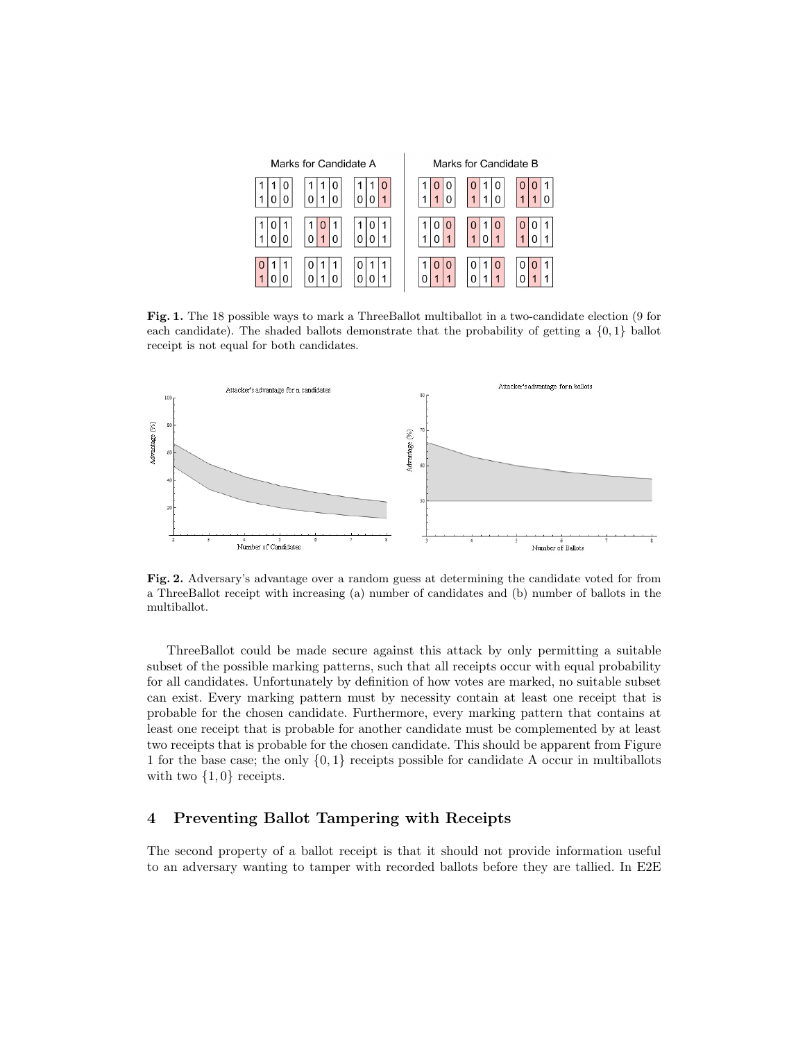Fig. 1. The 18 possible ways to mark a ThreeBallot multiballot in a two-candidate election (9 for each candidate). The shaded ballots demonstrate that the probability of getting a $\{0, 1\}$ ballot receipt is not equal for both candidates.

Fig. 2. Adversary's advantage over a random guess at determining the candidate voted for from a ThreeBallot receipt with increasing (a) number of candidates and (b) number of ballots in the multiballot.

ThreeBallot could be made secure against this attack by only permitting a suitable subset of the possible marking patterns, such that all receipts occur with equal probability for all candidates. Unfortunately by definition of how votes are marked, no suitable subset can exist. Every marking pattern must by necessity contain at least one receipt that is probable for the chosen candidate. Furthermore, every marking pattern that contains at least one receipt that is probable for another candidate must be complemented by at least two receipts that is probable for the chosen candidate. This should be apparent from Figure 1 for the base case; the only $\{0, 1\}$ receipts possible for candidate A occur in multiballots with two $\{1, 0\}$ receipts.

## 4 Preventing Ballot Tampering with Receipts

The second property of a ballot receipt is that it should not provide information useful to an adversary wanting to tamper with recorded ballots before they are tallied. In E2E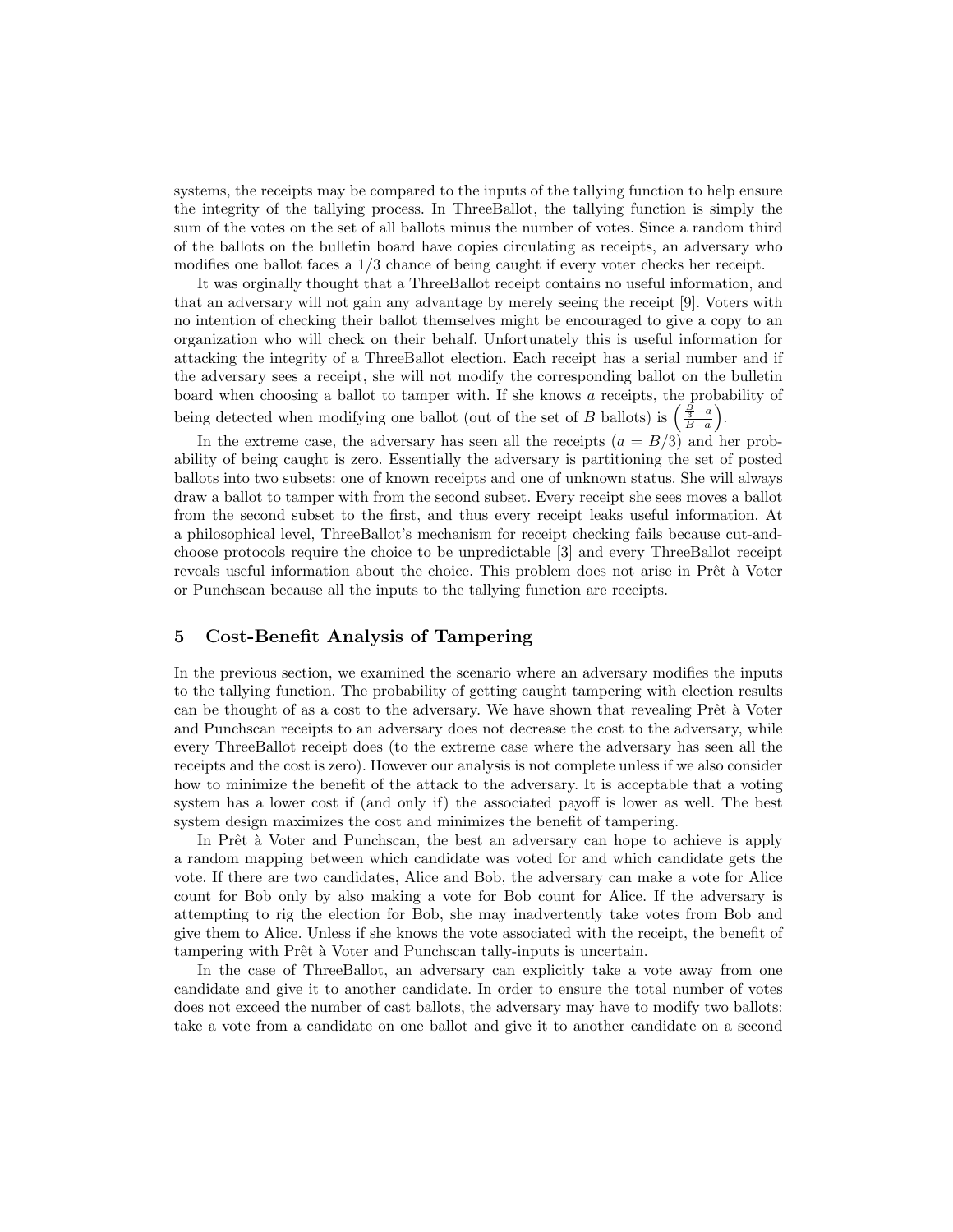systems, the receipts may be compared to the inputs of the tallying function to help ensure the integrity of the tallying process. In ThreeBallot, the tallying function is simply the sum of the votes on the set of all ballots minus the number of votes. Since a random third of the ballots on the bulletin board have copies circulating as receipts, an adversary who modifies one ballot faces a 1/3 chance of being caught if every voter checks her receipt.

It was orginally thought that a ThreeBallot receipt contains no useful information, and that an adversary will not gain any advantage by merely seeing the receipt [9]. Voters with no intention of checking their ballot themselves might be encouraged to give a copy to an organization who will check on their behalf. Unfortunately this is useful information for attacking the integrity of a ThreeBallot election. Each receipt has a serial number and if the adversary sees a receipt, she will not modify the corresponding ballot on the bulletin board when choosing a ballot to tamper with. If she knows $a$ receipts, the probability of being detected when modifying one ballot (out of the set of $B$ ballots) is $\left(\frac{\frac{B}{3}-a}{B-a}\right)$.

In the extreme case, the adversary has seen all the receipts ($a = B/3$) and her probability of being caught is zero. Essentially the adversary is partitioning the set of posted ballots into two subsets: one of known receipts and one of unknown status. She will always draw a ballot to tamper with from the second subset. Every receipt she sees moves a ballot from the second subset to the first, and thus every receipt leaks useful information. At a philosophical level, ThreeBallot's mechanism for receipt checking fails because cut-and-choose protocols require the choice to be unpredictable [3] and every ThreeBallot receipt reveals useful information about the choice. This problem does not arise in Prêt à Voter or Punchscan because all the inputs to the tallying function are receipts.

## 5 Cost-Benefit Analysis of Tampering

In the previous section, we examined the scenario where an adversary modifies the inputs to the tallying function. The probability of getting caught tampering with election results can be thought of as a cost to the adversary. We have shown that revealing Prêt à Voter and Punchscan receipts to an adversary does not decrease the cost to the adversary, while every ThreeBallot receipt does (to the extreme case where the adversary has seen all the receipts and the cost is zero). However our analysis is not complete unless if we also consider how to minimize the benefit of the attack to the adversary. It is acceptable that a voting system has a lower cost if (and only if) the associated payoff is lower as well. The best system design maximizes the cost and minimizes the benefit of tampering.

In Prêt à Voter and Punchscan, the best an adversary can hope to achieve is apply a random mapping between which candidate was voted for and which candidate gets the vote. If there are two candidates, Alice and Bob, the adversary can make a vote for Alice count for Bob only by also making a vote for Bob count for Alice. If the adversary is attempting to rig the election for Bob, she may inadvertently take votes from Bob and give them to Alice. Unless if she knows the vote associated with the receipt, the benefit of tampering with Prêt à Voter and Punchscan tally-inputs is uncertain.

In the case of ThreeBallot, an adversary can explicitly take a vote away from one candidate and give it to another candidate. In order to ensure the total number of votes does not exceed the number of cast ballots, the adversary may have to modify two ballots: take a vote from a candidate on one ballot and give it to another candidate on a second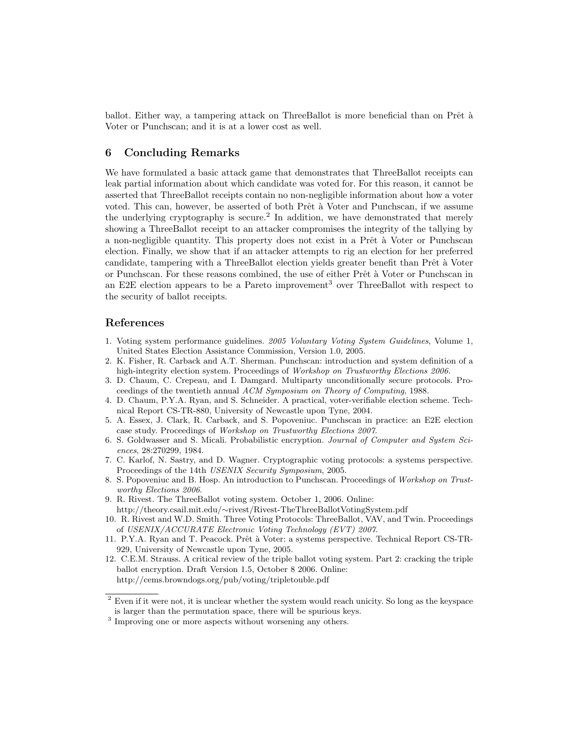ballot. Either way, a tampering attack on ThreeBallot is more beneficial than on Prêt à Voter or Punchscan; and it is at a lower cost as well.

## 6 Concluding Remarks

We have formulated a basic attack game that demonstrates that ThreeBallot receipts can leak partial information about which candidate was voted for. For this reason, it cannot be asserted that ThreeBallot receipts contain no non-negligible information about how a voter voted. This can, however, be asserted of both Prêt à Voter and Punchscan, if we assume the underlying cryptography is secure.[2] In addition, we have demonstrated that merely showing a ThreeBallot receipt to an attacker compromises the integrity of the tallying by a non-negligible quantity. This property does not exist in a Prêt à Voter or Punchscan election. Finally, we show that if an attacker attempts to rig an election for her preferred candidate, tampering with a ThreeBallot election yields greater benefit than Prêt à Voter or Punchscan. For these reasons combined, the use of either Prêt à Voter or Punchscan in an E2E election appears to be a Pareto improvement[3] over ThreeBallot with respect to the security of ballot receipts.

## References

1. Voting system performance guidelines. *2005 Voluntary Voting System Guidelines*, Volume 1, United States Election Assistance Commission, Version 1.0, 2005.
2. K. Fisher, R. Carback and A.T. Sherman. Punchscan: introduction and system definition of a high-integrity election system. Proceedings of *Workshop on Trustworthy Elections 2006*.
3. D. Chaum, C. Crepeau, and I. Damgard. Multiparty unconditionally secure protocols. Proceedings of the twentieth annual *ACM Symposium on Theory of Computing*, 1988.
4. D. Chaum, P.Y.A. Ryan, and S. Schneider. A practical, voter-verifiable election scheme. Technical Report CS-TR-880, University of Newcastle upon Tyne, 2004.
5. A. Essex, J. Clark, R. Carback, and S. Popoveniuc. Punchscan in practice: an E2E election case study. Proceedings of *Workshop on Trustworthy Elections 2007*.
6. S. Goldwasser and S. Micali. Probabilistic encryption. *Journal of Computer and System Sciences*, 28:270299, 1984.
7. C. Karlof, N. Sastry, and D. Wagner. Cryptographic voting protocols: a systems perspective. Proceedings of the 14th *USENIX Security Symposium*, 2005.
8. S. Popoveniuc and B. Hosp. An introduction to Punchscan. Proceedings of *Workshop on Trustworthy Elections 2006*.
9. R. Rivest. The ThreeBallot voting system. October 1, 2006. Online: http://theory.csail.mit.edu/∼rivest/Rivest-TheThreeBallotVotingSystem.pdf
10. R. Rivest and W.D. Smith. Three Voting Protocols: ThreeBallot, VAV, and Twin. Proceedings of *USENIX/ACCURATE Electronic Voting Technology (EVT) 2007*.
11. P.Y.A. Ryan and T. Peacock. Prêt à Voter: a systems perspective. Technical Report CS-TR-929, University of Newcastle upon Tyne, 2005.
12. C.E.M. Strauss. A critical review of the triple ballot voting system. Part 2: cracking the triple ballot encryption. Draft Version 1.5, October 8 2006. Online: http://cems.browndogs.org/pub/voting/tripletouble.pdf

---

[2] Even if it were not, it is unclear whether the system would reach unicity. So long as the keyspace is larger than the permutation space, there will be spurious keys.

[3] Improving one or more aspects without worsening any others.